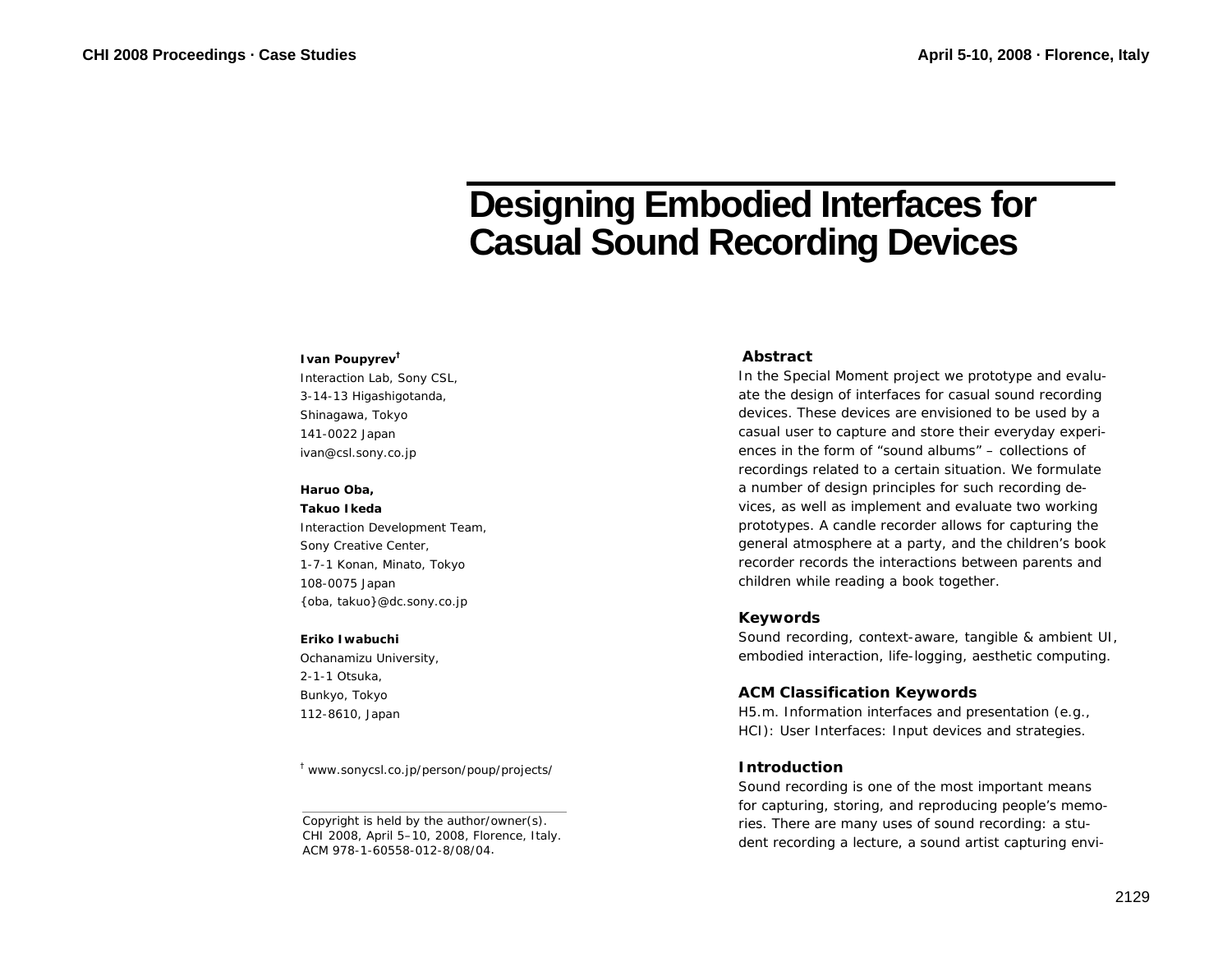# Designing Embodied Interfaces for Casual Sound Recording Devices

**Ivan Poupyrev**[†]
Interaction Lab, Sony CSL,
3-14-13 Higashigotanda,
Shinagawa, Tokyo
141-0022 Japan
ivan@csl.sony.co.jp

**Haruo Oba,**
**Takuo Ikeda**
Interaction Development Team,
Sony Creative Center,
1-7-1 Konan, Minato, Tokyo
108-0075 Japan
{oba, takuo}@dc.sony.co.jp

**Eriko Iwabuchi**
Ochanamizu University,
2-1-1 Otsuka,
Bunkyo, Tokyo
112-8610, Japan

[†] www.sonycsl.co.jp/person/poup/projects/

Copyright is held by the author/owner(s).
CHI 2008, April 5–10, 2008, Florence, Italy.
ACM 978-1-60558-012-8/08/04.

## Abstract

In the Special Moment project we prototype and evaluate the design of interfaces for casual sound recording devices. These devices are envisioned to be used by a casual user to capture and store their everyday experiences in the form of "sound albums" – collections of recordings related to a certain situation. We formulate a number of design principles for such recording devices, as well as implement and evaluate two working prototypes. A candle recorder allows for capturing the general atmosphere at a party, and the children's book recorder records the interactions between parents and children while reading a book together.

## Keywords

Sound recording, context-aware, tangible & ambient UI, embodied interaction, life-logging, aesthetic computing.

## ACM Classification Keywords

H5.m. Information interfaces and presentation (e.g., HCI): User Interfaces: Input devices and strategies.

## Introduction

Sound recording is one of the most important means for capturing, storing, and reproducing people's memories. There are many uses of sound recording: a student recording a lecture, a sound artist capturing envi-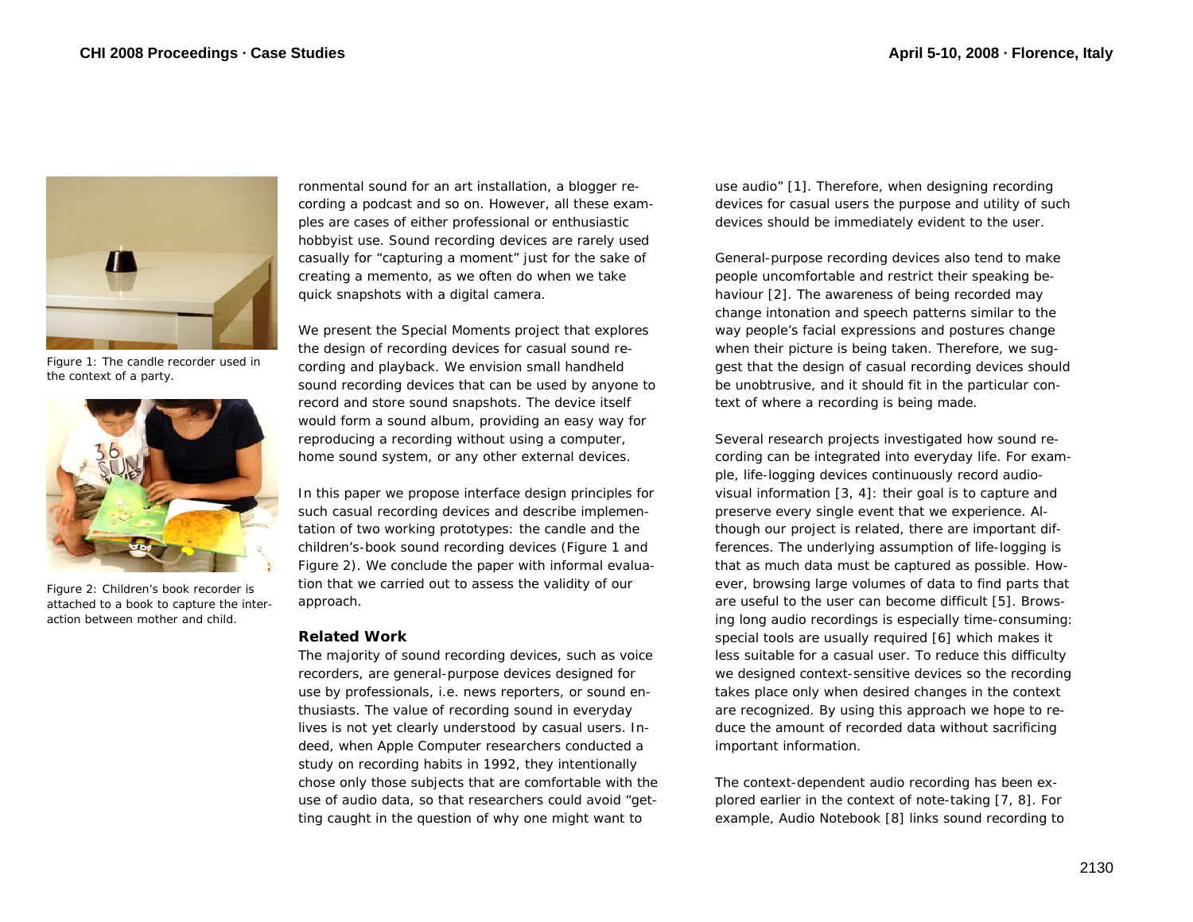Figure 1: The candle recorder used in the context of a party.

Figure 2: Children's book recorder is attached to a book to capture the interaction between mother and child.

ronmental sound for an art installation, a blogger recording a podcast and so on. However, all these examples are cases of either professional or enthusiastic hobbyist use. Sound recording devices are rarely used casually for "capturing a moment" just for the sake of creating a memento, as we often do when we take quick snapshots with a digital camera.

We present the Special Moments project that explores the design of recording devices for casual sound recording and playback. We envision small handheld sound recording devices that can be used by anyone to record and store sound snapshots. The device itself would form a sound album, providing an easy way for reproducing a recording without using a computer, home sound system, or any other external devices.

In this paper we propose interface design principles for such casual recording devices and describe implementation of two working prototypes: the candle and the children's-book sound recording devices (Figure 1 and Figure 2). We conclude the paper with informal evaluation that we carried out to assess the validity of our approach.

### Related Work

The majority of sound recording devices, such as voice recorders, are general-purpose devices designed for use by professionals, i.e. news reporters, or sound enthusiasts. The value of recording sound in everyday lives is not yet clearly understood by casual users. Indeed, when Apple Computer researchers conducted a study on recording habits in 1992, they intentionally chose only those subjects that are comfortable with the use of audio data, so that researchers could avoid "getting caught in the question of why one might want to use audio" [1]. Therefore, when designing recording devices for casual users the purpose and utility of such devices should be immediately evident to the user.

General-purpose recording devices also tend to make people uncomfortable and restrict their speaking behaviour [2]. The awareness of being recorded may change intonation and speech patterns similar to the way people's facial expressions and postures change when their picture is being taken. Therefore, we suggest that the design of casual recording devices should be unobtrusive, and it should fit in the particular context of where a recording is being made.

Several research projects investigated how sound recording can be integrated into everyday life. For example, life-logging devices continuously record audio-visual information [3, 4]: their goal is to capture and preserve every single event that we experience. Although our project is related, there are important differences. The underlying assumption of life-logging is that as much data must be captured as possible. However, browsing large volumes of data to find parts that are useful to the user can become difficult [5]. Browsing long audio recordings is especially time-consuming: special tools are usually required [6] which makes it less suitable for a casual user. To reduce this difficulty we designed context-sensitive devices so the recording takes place only when desired changes in the context are recognized. By using this approach we hope to reduce the amount of recorded data without sacrificing important information.

The context-dependent audio recording has been explored earlier in the context of note-taking [7, 8]. For example, Audio Notebook [8] links sound recording to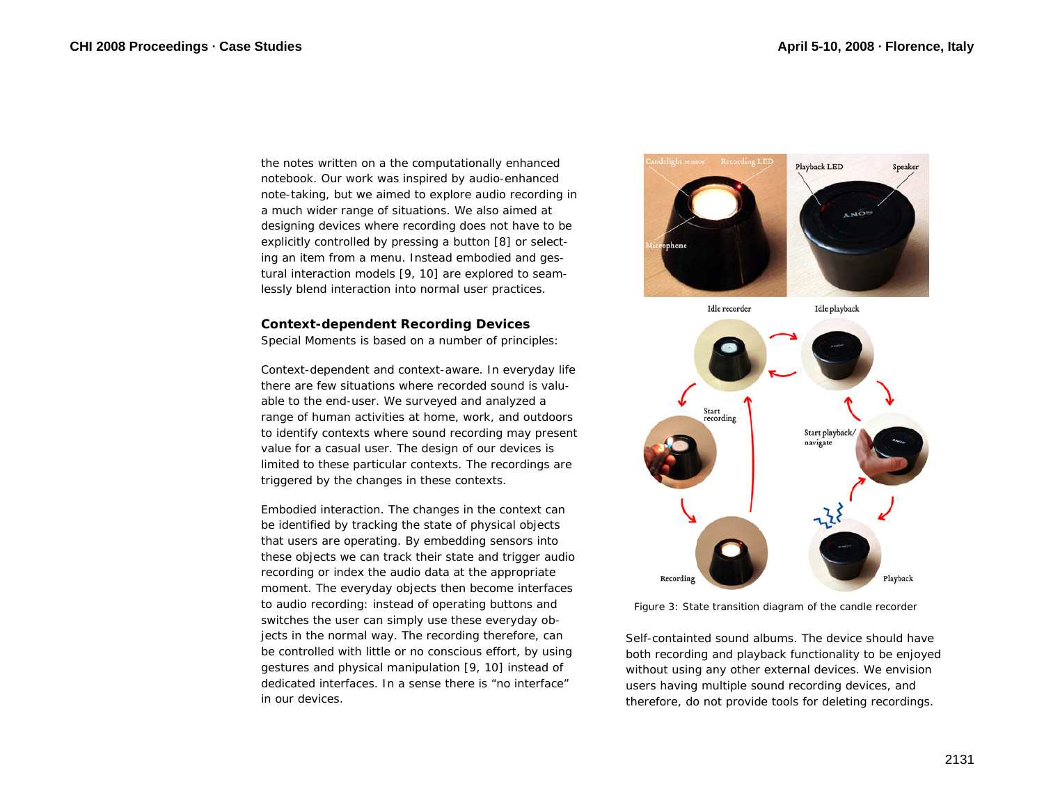the notes written on a the computationally enhanced notebook. Our work was inspired by audio-enhanced note-taking, but we aimed to explore audio recording in a much wider range of situations. We also aimed at designing devices where recording does not have to be explicitly controlled by pressing a button [8] or selecting an item from a menu. Instead embodied and gestural interaction models [9, 10] are explored to seamlessly blend interaction into normal user practices.

## Context-dependent Recording Devices

Special Moments is based on a number of principles:

Context-dependent and context-aware. In everyday life there are few situations where recorded sound is valuable to the end-user. We surveyed and analyzed a range of human activities at home, work, and outdoors to identify contexts where sound recording may present value for a casual user. The design of our devices is limited to these particular contexts. The recordings are triggered by the changes in these contexts.

Embodied interaction. The changes in the context can be identified by tracking the state of physical objects that users are operating. By embedding sensors into these objects we can track their state and trigger audio recording or index the audio data at the appropriate moment. The everyday objects then become interfaces to audio recording: instead of operating buttons and switches the user can simply use these everyday objects in the normal way. The recording therefore, can be controlled with little or no conscious effort, by using gestures and physical manipulation [9, 10] instead of dedicated interfaces. In a sense there is "no interface" in our devices.

Figure 3: State transition diagram of the candle recorder

Self-containted sound albums. The device should have both recording and playback functionality to be enjoyed without using any other external devices. We envision users having multiple sound recording devices, and therefore, do not provide tools for deleting recordings.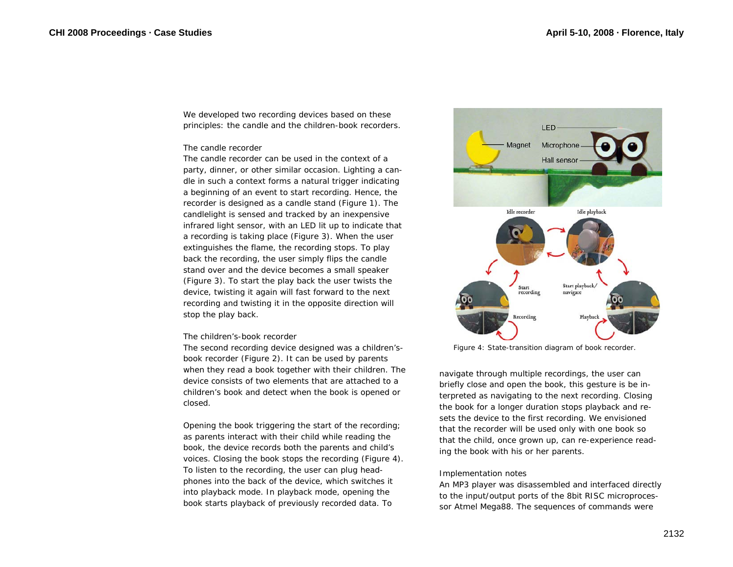We developed two recording devices based on these principles: the candle and the children-book recorders.

### The candle recorder

The candle recorder can be used in the context of a party, dinner, or other similar occasion. Lighting a candle in such a context forms a natural trigger indicating a beginning of an event to start recording. Hence, the recorder is designed as a candle stand (Figure 1). The candlelight is sensed and tracked by an inexpensive infrared light sensor, with an LED lit up to indicate that a recording is taking place (Figure 3). When the user extinguishes the flame, the recording stops. To play back the recording, the user simply flips the candle stand over and the device becomes a small speaker (Figure 3). To start the play back the user twists the device, twisting it again will fast forward to the next recording and twisting it in the opposite direction will stop the play back.

### The children's-book recorder

The second recording device designed was a children's-book recorder (Figure 2). It can be used by parents when they read a book together with their children. The device consists of two elements that are attached to a children's book and detect when the book is opened or closed.

Opening the book triggering the start of the recording; as parents interact with their child while reading the book, the device records both the parents and child's voices. Closing the book stops the recording (Figure 4). To listen to the recording, the user can plug headphones into the back of the device, which switches it into playback mode. In playback mode, opening the book starts playback of previously recorded data. To navigate through multiple recordings, the user can briefly close and open the book, this gesture is be interpreted as navigating to the next recording. Closing the book for a longer duration stops playback and resets the device to the first recording. We envisioned that the recorder will be used only with one book so that the child, once grown up, can re-experience reading the book with his or her parents.

Figure 4: State-transition diagram of book recorder.

### Implementation notes

An MP3 player was disassembled and interfaced directly to the input/output ports of the 8bit RISC microprocessor Atmel Mega88. The sequences of commands were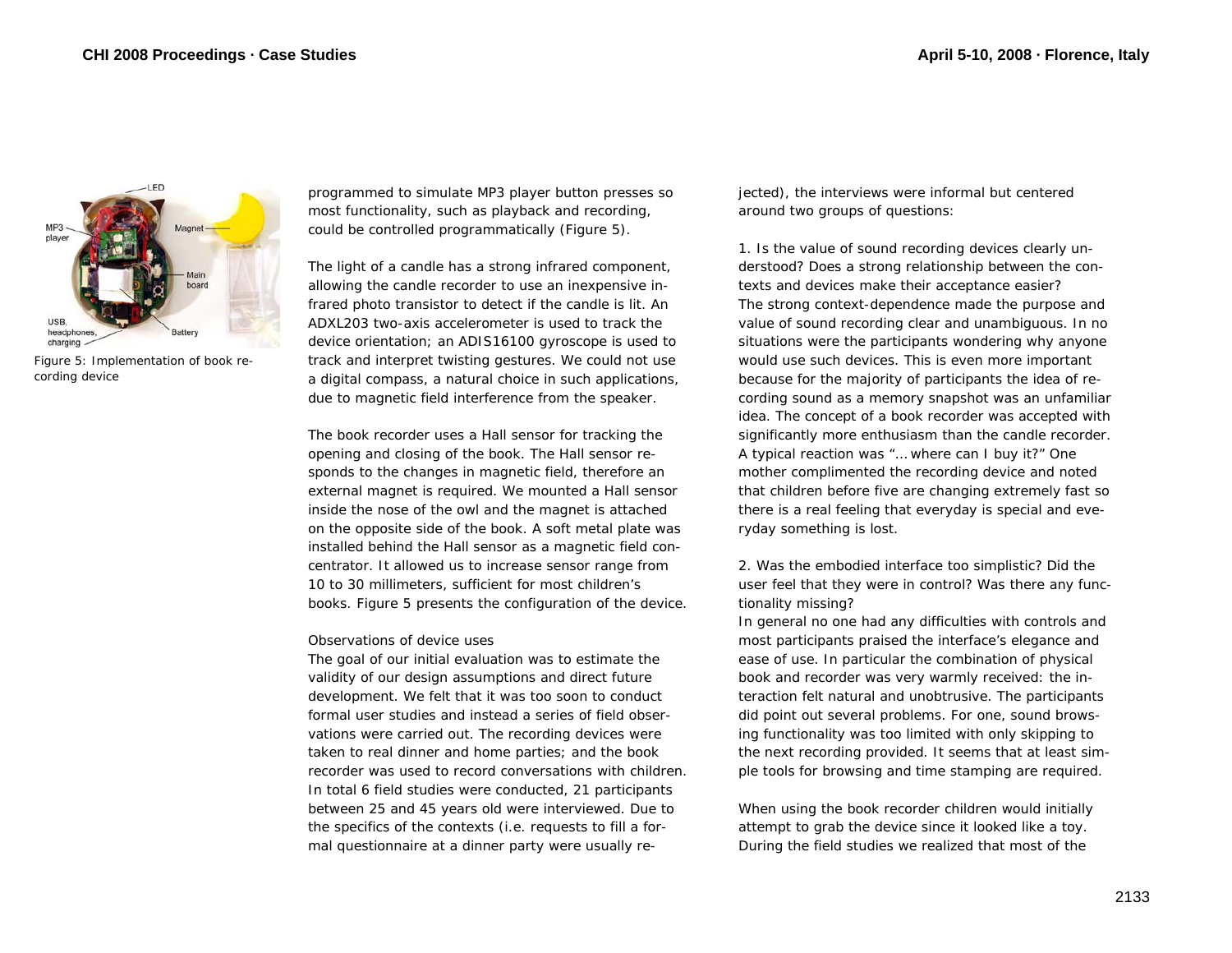MP3 player

LED

Magnet

Main board

USB, headphones, charging

Battery

Figure 5: Implementation of book recording device

programmed to simulate MP3 player button presses so most functionality, such as playback and recording, could be controlled programmatically (Figure 5).

The light of a candle has a strong infrared component, allowing the candle recorder to use an inexpensive infrared photo transistor to detect if the candle is lit. An ADXL203 two-axis accelerometer is used to track the device orientation; an ADIS16100 gyroscope is used to track and interpret twisting gestures. We could not use a digital compass, a natural choice in such applications, due to magnetic field interference from the speaker.

The book recorder uses a Hall sensor for tracking the opening and closing of the book. The Hall sensor responds to the changes in magnetic field, therefore an external magnet is required. We mounted a Hall sensor inside the nose of the owl and the magnet is attached on the opposite side of the book. A soft metal plate was installed behind the Hall sensor as a magnetic field concentrator. It allowed us to increase sensor range from 10 to 30 millimeters, sufficient for most children's books. Figure 5 presents the configuration of the device.

### Observations of device uses

The goal of our initial evaluation was to estimate the validity of our design assumptions and direct future development. We felt that it was too soon to conduct formal user studies and instead a series of field observations were carried out. The recording devices were taken to real dinner and home parties; and the book recorder was used to record conversations with children. In total 6 field studies were conducted, 21 participants between 25 and 45 years old were interviewed. Due to the specifics of the contexts (i.e. requests to fill a formal questionnaire at a dinner party were usually rejected), the interviews were informal but centered around two groups of questions:

1. Is the value of sound recording devices clearly understood? Does a strong relationship between the contexts and devices make their acceptance easier?
The strong context-dependence made the purpose and value of sound recording clear and unambiguous. In no situations were the participants wondering why anyone would use such devices. This is even more important because for the majority of participants the idea of recording sound as a memory snapshot was an unfamiliar idea. The concept of a book recorder was accepted with significantly more enthusiasm than the candle recorder. A typical reaction was "… where can I buy it?" One mother complimented the recording device and noted that children before five are changing extremely fast so there is a real feeling that everyday is special and everyday something is lost.

2. Was the embodied interface too simplistic? Did the user feel that they were in control? Was there any functionality missing?
In general no one had any difficulties with controls and most participants praised the interface's elegance and ease of use. In particular the combination of physical book and recorder was very warmly received: the interaction felt natural and unobtrusive. The participants did point out several problems. For one, sound browsing functionality was too limited with only skipping to the next recording provided. It seems that at least simple tools for browsing and time stamping are required.

When using the book recorder children would initially attempt to grab the device since it looked like a toy. During the field studies we realized that most of the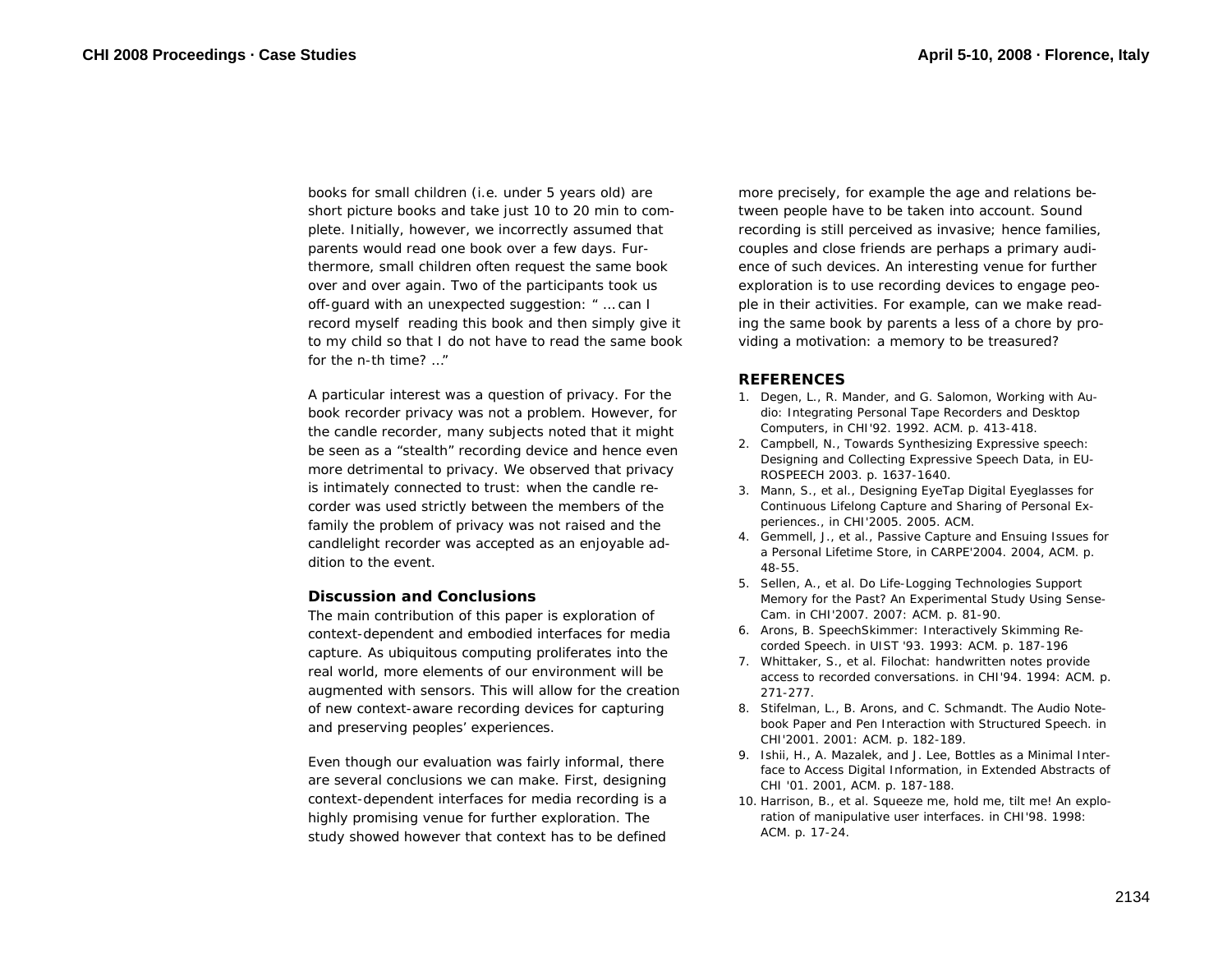books for small children (i.e. under 5 years old) are short picture books and take just 10 to 20 min to complete. Initially, however, we incorrectly assumed that parents would read one book over a few days. Furthermore, small children often request the same book over and over again. Two of the participants took us off-guard with an unexpected suggestion: " … can I record myself reading this book and then simply give it to my child so that I do not have to read the same book for the n-th time? …"

A particular interest was a question of privacy. For the book recorder privacy was not a problem. However, for the candle recorder, many subjects noted that it might be seen as a "stealth" recording device and hence even more detrimental to privacy. We observed that privacy is intimately connected to trust: when the candle recorder was used strictly between the members of the family the problem of privacy was not raised and the candlelight recorder was accepted as an enjoyable addition to the event.

### Discussion and Conclusions

The main contribution of this paper is exploration of context-dependent and embodied interfaces for media capture. As ubiquitous computing proliferates into the real world, more elements of our environment will be augmented with sensors. This will allow for the creation of new context-aware recording devices for capturing and preserving peoples' experiences.

Even though our evaluation was fairly informal, there are several conclusions we can make. First, designing context-dependent interfaces for media recording is a highly promising venue for further exploration. The study showed however that context has to be defined more precisely, for example the age and relations between people have to be taken into account. Sound recording is still perceived as invasive; hence families, couples and close friends are perhaps a primary audience of such devices. An interesting venue for further exploration is to use recording devices to engage people in their activities. For example, can we make reading the same book by parents a less of a chore by providing a motivation: a memory to be treasured?

### REFERENCES

1. Degen, L., R. Mander, and G. Salomon, Working with Audio: Integrating Personal Tape Recorders and Desktop Computers, in CHI'92. 1992. ACM. p. 413-418.
2. Campbell, N., Towards Synthesizing Expressive speech: Designing and Collecting Expressive Speech Data, in EUROSPEECH 2003. p. 1637-1640.
3. Mann, S., et al., Designing EyeTap Digital Eyeglasses for Continuous Lifelong Capture and Sharing of Personal Experiences., in CHI'2005. 2005. ACM.
4. Gemmell, J., et al., Passive Capture and Ensuing Issues for a Personal Lifetime Store, in CARPE'2004. 2004, ACM. p. 48-55.
5. Sellen, A., et al. Do Life-Logging Technologies Support Memory for the Past? An Experimental Study Using SenseCam. in CHI'2007. 2007: ACM. p. 81-90.
6. Arons, B. SpeechSkimmer: Interactively Skimming Recorded Speech. in UIST '93. 1993: ACM. p. 187-196
7. Whittaker, S., et al. Filochat: handwritten notes provide access to recorded conversations. in CHI'94. 1994: ACM. p. 271-277.
8. Stifelman, L., B. Arons, and C. Schmandt. The Audio Notebook Paper and Pen Interaction with Structured Speech. in CHI'2001. 2001: ACM. p. 182-189.
9. Ishii, H., A. Mazalek, and J. Lee, Bottles as a Minimal Interface to Access Digital Information, in Extended Abstracts of CHI '01. 2001, ACM. p. 187-188.
10. Harrison, B., et al. Squeeze me, hold me, tilt me! An exploration of manipulative user interfaces. in CHI'98. 1998: ACM. p. 17-24.